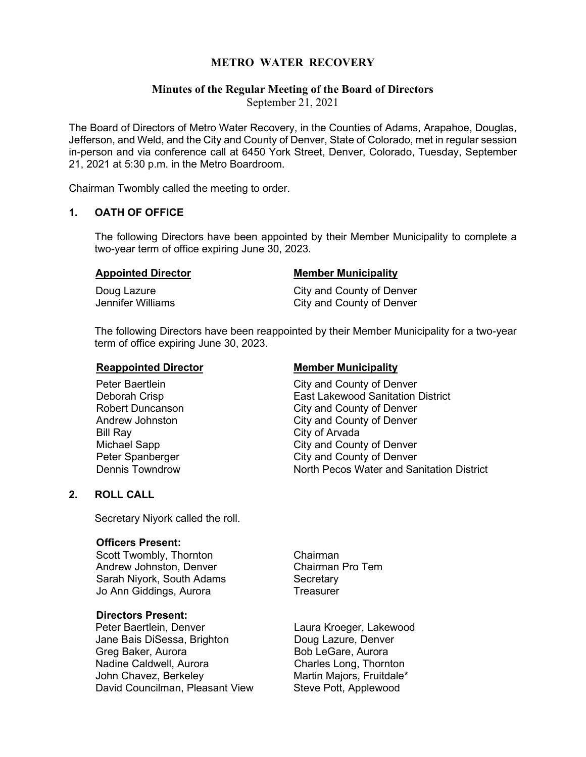# METRO WATER RECOVERY

## Minutes of the Regular Meeting of the Board of Directors

September 21, 2021

The Board of Directors of Metro Water Recovery, in the Counties of Adams, Arapahoe, Douglas, Jefferson, and Weld, and the City and County of Denver, State of Colorado, met in regular session in-person and via conference call at 6450 York Street, Denver, Colorado, Tuesday, September 21, 2021 at 5:30 p.m. in the Metro Boardroom.

Chairman Twombly called the meeting to order.

### 1. OATH OF OFFICE

The following Directors have been appointed by their Member Municipality to complete a two-year term of office expiring June 30, 2023.

| Appointed Director | Member Municipality |
|---|---|
| Doug Lazure | City and County of Denver |
| Jennifer Williams | City and County of Denver |

The following Directors have been reappointed by their Member Municipality for a two-year term of office expiring June 30, 2023.

| Reappointed Director | Member Municipality |
|---|---|
| Peter Baertlein | City and County of Denver |
| Deborah Crisp | East Lakewood Sanitation District |
| Robert Duncanson | City and County of Denver |
| Andrew Johnston | City and County of Denver |
| Bill Ray | City of Arvada |
| Michael Sapp | City and County of Denver |
| Peter Spanberger | City and County of Denver |
| Dennis Towndrow | North Pecos Water and Sanitation District |

### 2. ROLL CALL

Secretary Niyork called the roll.

**Officers Present:**

| | |
|---|---|
| Scott Twombly, Thornton | Chairman |
| Andrew Johnston, Denver | Chairman Pro Tem |
| Sarah Niyork, South Adams | Secretary |
| Jo Ann Giddings, Aurora | Treasurer |

**Directors Present:**

| | |
|---|---|
| Peter Baertlein, Denver | Laura Kroeger, Lakewood |
| Jane Bais DiSessa, Brighton | Doug Lazure, Denver |
| Greg Baker, Aurora | Bob LeGare, Aurora |
| Nadine Caldwell, Aurora | Charles Long, Thornton |
| John Chavez, Berkeley | Martin Majors, Fruitdale* |
| David Councilman, Pleasant View | Steve Pott, Applewood |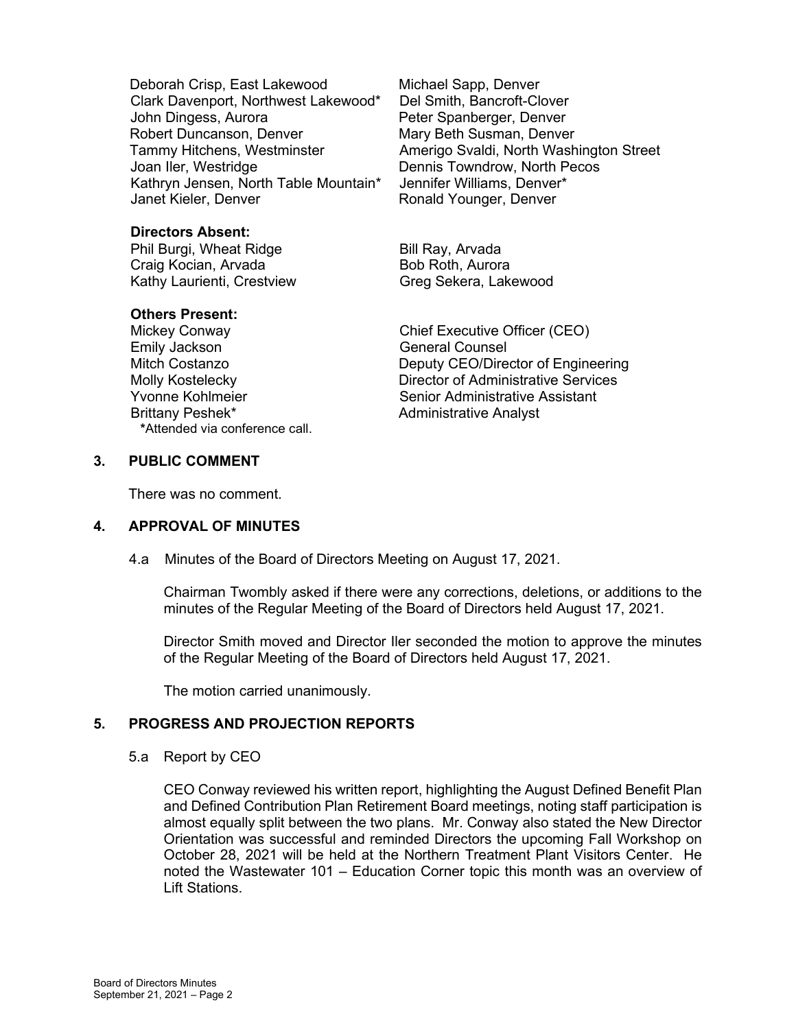Deborah Crisp, East Lakewood
Clark Davenport, Northwest Lakewood*
John Dingess, Aurora
Robert Duncanson, Denver
Tammy Hitchens, Westminster
Joan Iler, Westridge
Kathryn Jensen, North Table Mountain*
Janet Kieler, Denver
Michael Sapp, Denver
Del Smith, Bancroft-Clover
Peter Spanberger, Denver
Mary Beth Susman, Denver
Amerigo Svaldi, North Washington Street
Dennis Towndrow, North Pecos
Jennifer Williams, Denver*
Ronald Younger, Denver

**Directors Absent:**

Phil Burgi, Wheat Ridge
Craig Kocian, Arvada
Kathy Laurienti, Crestview
Bill Ray, Arvada
Bob Roth, Aurora
Greg Sekera, Lakewood

**Others Present:**

| | |
|---|---|
| Mickey Conway | Chief Executive Officer (CEO) |
| Emily Jackson | General Counsel |
| Mitch Costanzo | Deputy CEO/Director of Engineering |
| Molly Kostelecky | Director of Administrative Services |
| Yvonne Kohlmeier | Senior Administrative Assistant |
| Brittany Peshek* | Administrative Analyst |

*Attended via conference call.

## 3. PUBLIC COMMENT

There was no comment.

## 4. APPROVAL OF MINUTES

4.a Minutes of the Board of Directors Meeting on August 17, 2021.

Chairman Twombly asked if there were any corrections, deletions, or additions to the minutes of the Regular Meeting of the Board of Directors held August 17, 2021.

Director Smith moved and Director Iler seconded the motion to approve the minutes of the Regular Meeting of the Board of Directors held August 17, 2021.

The motion carried unanimously.

## 5. PROGRESS AND PROJECTION REPORTS

5.a Report by CEO

CEO Conway reviewed his written report, highlighting the August Defined Benefit Plan and Defined Contribution Plan Retirement Board meetings, noting staff participation is almost equally split between the two plans. Mr. Conway also stated the New Director Orientation was successful and reminded Directors the upcoming Fall Workshop on October 28, 2021 will be held at the Northern Treatment Plant Visitors Center. He noted the Wastewater 101 – Education Corner topic this month was an overview of Lift Stations.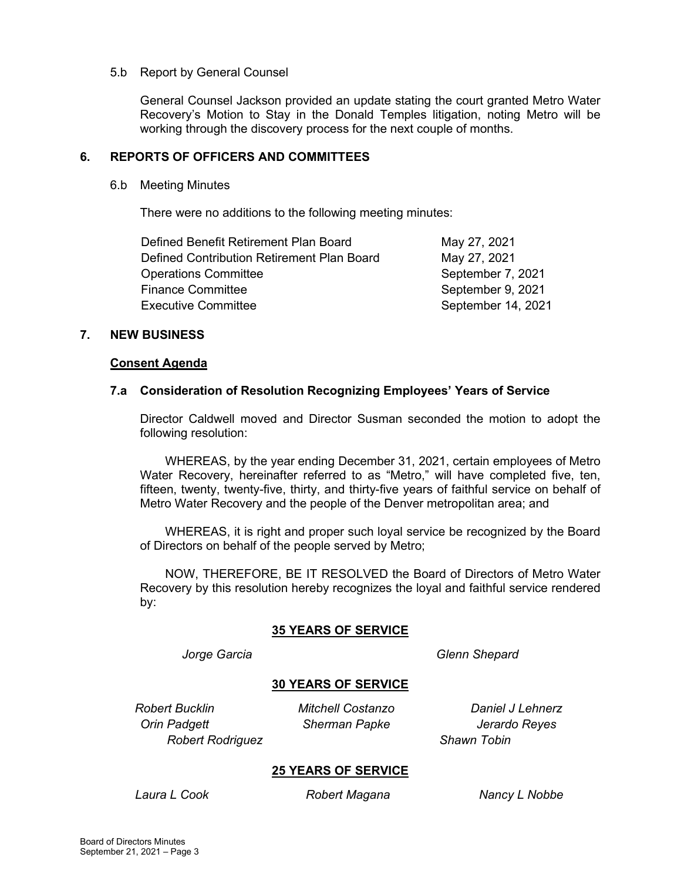5.b Report by General Counsel

General Counsel Jackson provided an update stating the court granted Metro Water Recovery's Motion to Stay in the Donald Temples litigation, noting Metro will be working through the discovery process for the next couple of months.

## 6. REPORTS OF OFFICERS AND COMMITTEES

6.b Meeting Minutes

There were no additions to the following meeting minutes:

| | |
|---|---|
| Defined Benefit Retirement Plan Board | May 27, 2021 |
| Defined Contribution Retirement Plan Board | May 27, 2021 |
| Operations Committee | September 7, 2021 |
| Finance Committee | September 9, 2021 |
| Executive Committee | September 14, 2021 |

## 7. NEW BUSINESS

**Consent Agenda**

### 7.a Consideration of Resolution Recognizing Employees' Years of Service

Director Caldwell moved and Director Susman seconded the motion to adopt the following resolution:

WHEREAS, by the year ending December 31, 2021, certain employees of Metro Water Recovery, hereinafter referred to as "Metro," will have completed five, ten, fifteen, twenty, twenty-five, thirty, and thirty-five years of faithful service on behalf of Metro Water Recovery and the people of the Denver metropolitan area; and

WHEREAS, it is right and proper such loyal service be recognized by the Board of Directors on behalf of the people served by Metro;

NOW, THEREFORE, BE IT RESOLVED the Board of Directors of Metro Water Recovery by this resolution hereby recognizes the loyal and faithful service rendered by:

**35 YEARS OF SERVICE**

*Jorge Garcia* *Glenn Shepard*

**30 YEARS OF SERVICE**

*Robert Bucklin* *Mitchell Costanzo* *Daniel J Lehnerz*
*Orin Padgett* *Sherman Papke* *Jerardo Reyes*
*Robert Rodriguez* *Shawn Tobin*

**25 YEARS OF SERVICE**

*Laura L Cook* *Robert Magana* *Nancy L Nobbe*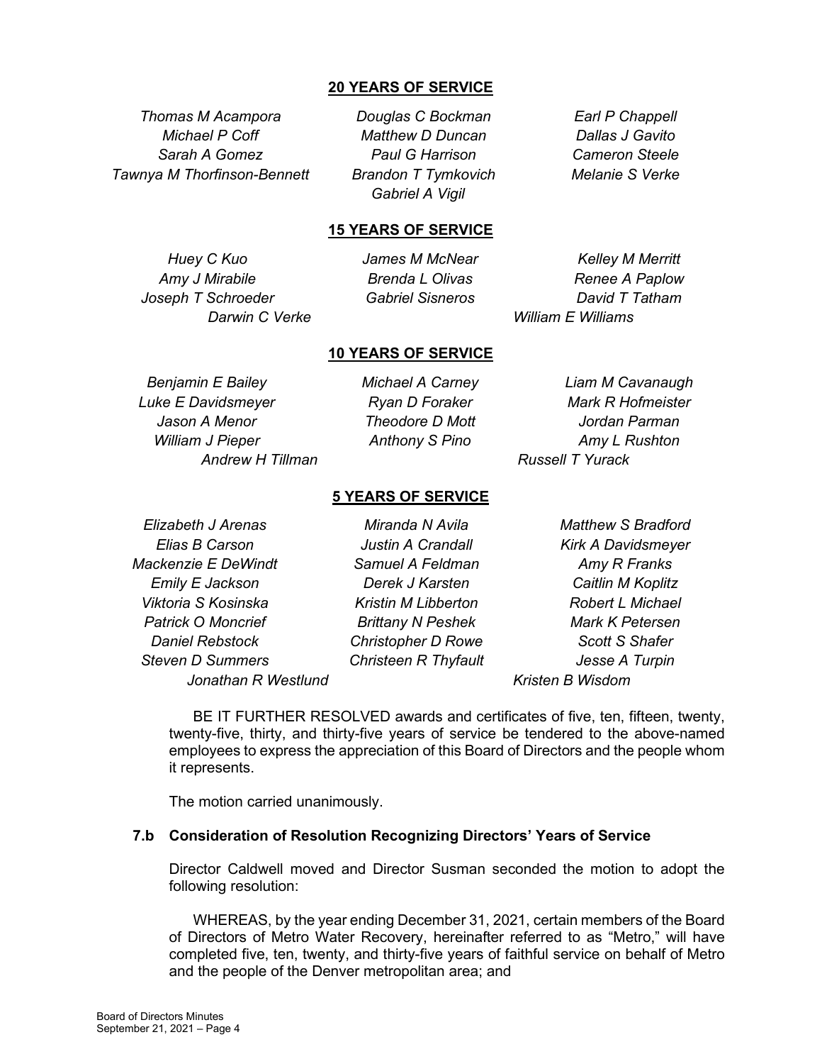**20 YEARS OF SERVICE**

*Thomas M Acampora* — *Douglas C Bockman* — *Earl P Chappell*
*Michael P Coff* — *Matthew D Duncan* — *Dallas J Gavito*
*Sarah A Gomez* — *Paul G Harrison* — *Cameron Steele*
*Tawnya M Thorfinson-Bennett* — *Brandon T Tymkovich* — *Melanie S Verke*
*Gabriel A Vigil*

**15 YEARS OF SERVICE**

*Huey C Kuo* — *James M McNear* — *Kelley M Merritt*
*Amy J Mirabile* — *Brenda L Olivas* — *Renee A Paplow*
*Joseph T Schroeder* — *Gabriel Sisneros* — *David T Tatham*
*Darwin C Verke* — *William E Williams*

**10 YEARS OF SERVICE**

*Benjamin E Bailey* — *Michael A Carney* — *Liam M Cavanaugh*
*Luke E Davidsmeyer* — *Ryan D Foraker* — *Mark R Hofmeister*
*Jason A Menor* — *Theodore D Mott* — *Jordan Parman*
*William J Pieper* — *Anthony S Pino* — *Amy L Rushton*
*Andrew H Tillman* — *Russell T Yurack*

**5 YEARS OF SERVICE**

*Elizabeth J Arenas* — *Miranda N Avila* — *Matthew S Bradford*
*Elias B Carson* — *Justin A Crandall* — *Kirk A Davidsmeyer*
*Mackenzie E DeWindt* — *Samuel A Feldman* — *Amy R Franks*
*Emily E Jackson* — *Derek J Karsten* — *Caitlin M Koplitz*
*Viktoria S Kosinska* — *Kristin M Libberton* — *Robert L Michael*
*Patrick O Moncrief* — *Brittany N Peshek* — *Mark K Petersen*
*Daniel Rebstock* — *Christopher D Rowe* — *Scott S Shafer*
*Steven D Summers* — *Christeen R Thyfault* — *Jesse A Turpin*
*Jonathan R Westlund* — *Kristen B Wisdom*

BE IT FURTHER RESOLVED awards and certificates of five, ten, fifteen, twenty, twenty-five, thirty, and thirty-five years of service be tendered to the above-named employees to express the appreciation of this Board of Directors and the people whom it represents.

The motion carried unanimously.

**7.b Consideration of Resolution Recognizing Directors' Years of Service**

Director Caldwell moved and Director Susman seconded the motion to adopt the following resolution:

WHEREAS, by the year ending December 31, 2021, certain members of the Board of Directors of Metro Water Recovery, hereinafter referred to as "Metro," will have completed five, ten, twenty, and thirty-five years of faithful service on behalf of Metro and the people of the Denver metropolitan area; and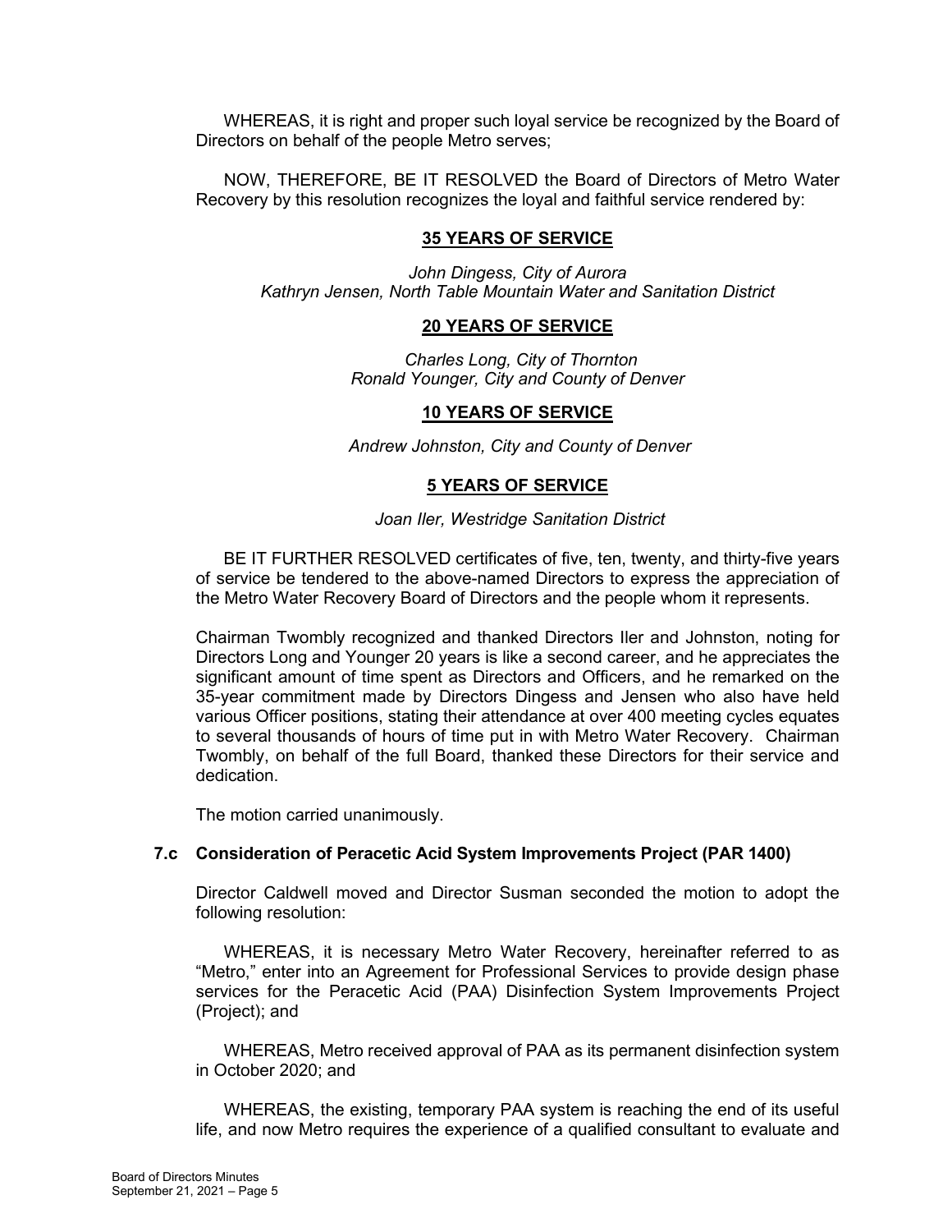WHEREAS, it is right and proper such loyal service be recognized by the Board of Directors on behalf of the people Metro serves;

NOW, THEREFORE, BE IT RESOLVED the Board of Directors of Metro Water Recovery by this resolution recognizes the loyal and faithful service rendered by:

**35 YEARS OF SERVICE**

*John Dingess, City of Aurora*
*Kathryn Jensen, North Table Mountain Water and Sanitation District*

**20 YEARS OF SERVICE**

*Charles Long, City of Thornton*
*Ronald Younger, City and County of Denver*

**10 YEARS OF SERVICE**

*Andrew Johnston, City and County of Denver*

**5 YEARS OF SERVICE**

*Joan Iler, Westridge Sanitation District*

BE IT FURTHER RESOLVED certificates of five, ten, twenty, and thirty-five years of service be tendered to the above-named Directors to express the appreciation of the Metro Water Recovery Board of Directors and the people whom it represents.

Chairman Twombly recognized and thanked Directors Iler and Johnston, noting for Directors Long and Younger 20 years is like a second career, and he appreciates the significant amount of time spent as Directors and Officers, and he remarked on the 35-year commitment made by Directors Dingess and Jensen who also have held various Officer positions, stating their attendance at over 400 meeting cycles equates to several thousands of hours of time put in with Metro Water Recovery. Chairman Twombly, on behalf of the full Board, thanked these Directors for their service and dedication.

The motion carried unanimously.

### 7.c Consideration of Peracetic Acid System Improvements Project (PAR 1400)

Director Caldwell moved and Director Susman seconded the motion to adopt the following resolution:

WHEREAS, it is necessary Metro Water Recovery, hereinafter referred to as "Metro," enter into an Agreement for Professional Services to provide design phase services for the Peracetic Acid (PAA) Disinfection System Improvements Project (Project); and

WHEREAS, Metro received approval of PAA as its permanent disinfection system in October 2020; and

WHEREAS, the existing, temporary PAA system is reaching the end of its useful life, and now Metro requires the experience of a qualified consultant to evaluate and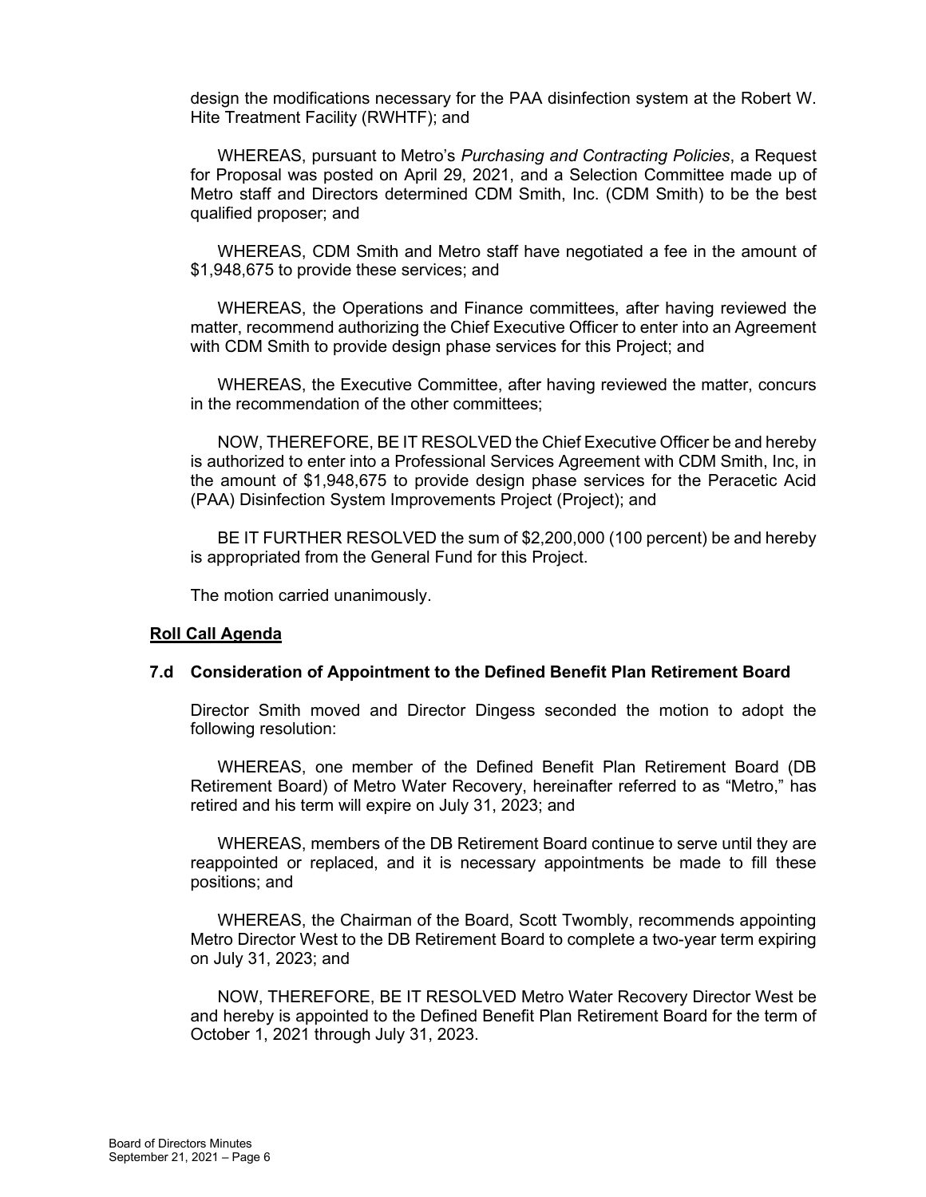design the modifications necessary for the PAA disinfection system at the Robert W. Hite Treatment Facility (RWHTF); and

WHEREAS, pursuant to Metro's *Purchasing and Contracting Policies*, a Request for Proposal was posted on April 29, 2021, and a Selection Committee made up of Metro staff and Directors determined CDM Smith, Inc. (CDM Smith) to be the best qualified proposer; and

WHEREAS, CDM Smith and Metro staff have negotiated a fee in the amount of $1,948,675 to provide these services; and

WHEREAS, the Operations and Finance committees, after having reviewed the matter, recommend authorizing the Chief Executive Officer to enter into an Agreement with CDM Smith to provide design phase services for this Project; and

WHEREAS, the Executive Committee, after having reviewed the matter, concurs in the recommendation of the other committees;

NOW, THEREFORE, BE IT RESOLVED the Chief Executive Officer be and hereby is authorized to enter into a Professional Services Agreement with CDM Smith, Inc, in the amount of $1,948,675 to provide design phase services for the Peracetic Acid (PAA) Disinfection System Improvements Project (Project); and

BE IT FURTHER RESOLVED the sum of $2,200,000 (100 percent) be and hereby is appropriated from the General Fund for this Project.

The motion carried unanimously.

**Roll Call Agenda**

### 7.d Consideration of Appointment to the Defined Benefit Plan Retirement Board

Director Smith moved and Director Dingess seconded the motion to adopt the following resolution:

WHEREAS, one member of the Defined Benefit Plan Retirement Board (DB Retirement Board) of Metro Water Recovery, hereinafter referred to as "Metro," has retired and his term will expire on July 31, 2023; and

WHEREAS, members of the DB Retirement Board continue to serve until they are reappointed or replaced, and it is necessary appointments be made to fill these positions; and

WHEREAS, the Chairman of the Board, Scott Twombly, recommends appointing Metro Director West to the DB Retirement Board to complete a two-year term expiring on July 31, 2023; and

NOW, THEREFORE, BE IT RESOLVED Metro Water Recovery Director West be and hereby is appointed to the Defined Benefit Plan Retirement Board for the term of October 1, 2021 through July 31, 2023.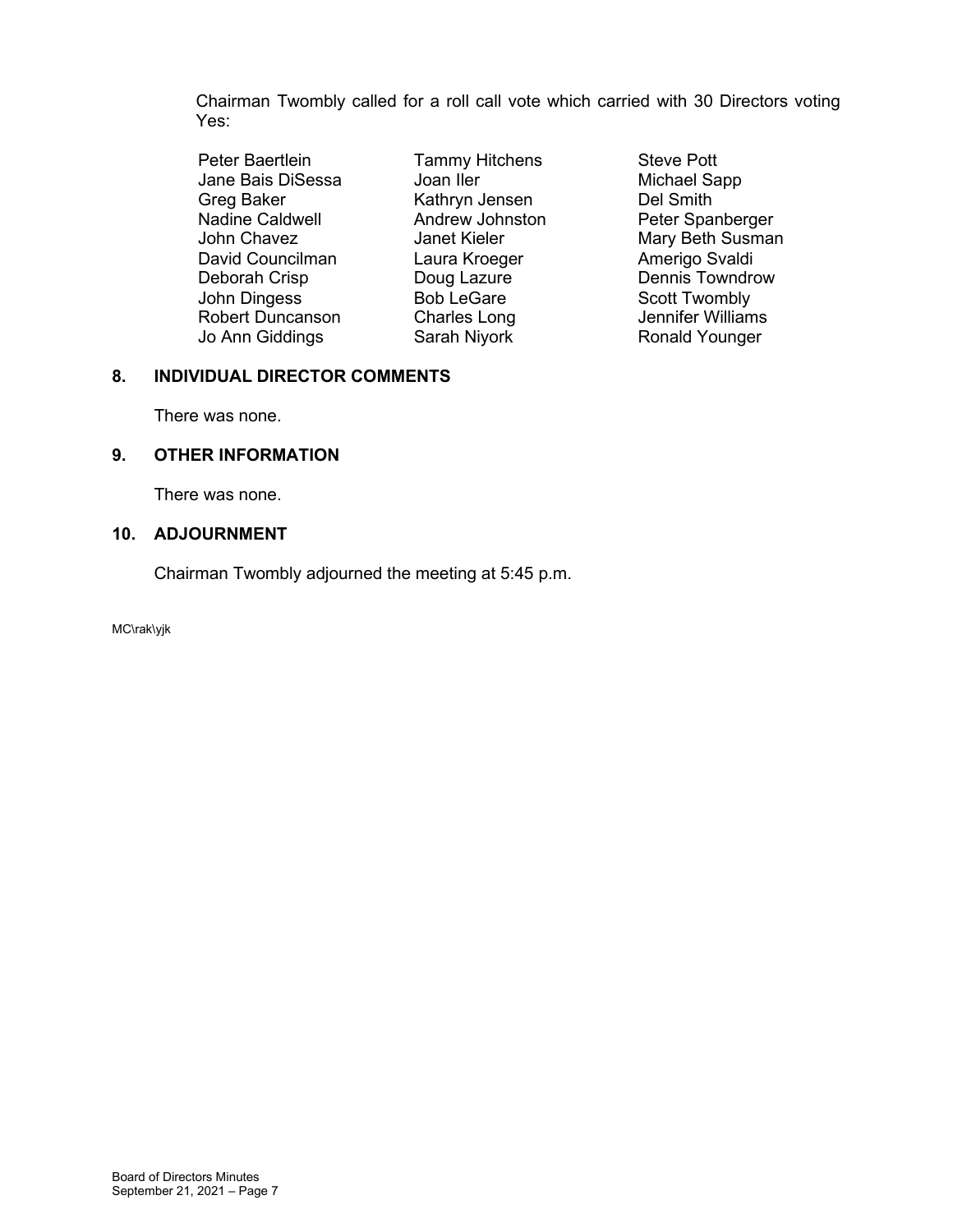Chairman Twombly called for a roll call vote which carried with 30 Directors voting Yes:

| | | |
|---|---|---|
| Peter Baertlein | Tammy Hitchens | Steve Pott |
| Jane Bais DiSessa | Joan Iler | Michael Sapp |
| Greg Baker | Kathryn Jensen | Del Smith |
| Nadine Caldwell | Andrew Johnston | Peter Spanberger |
| John Chavez | Janet Kieler | Mary Beth Susman |
| David Councilman | Laura Kroeger | Amerigo Svaldi |
| Deborah Crisp | Doug Lazure | Dennis Towndrow |
| John Dingess | Bob LeGare | Scott Twombly |
| Robert Duncanson | Charles Long | Jennifer Williams |
| Jo Ann Giddings | Sarah Niyork | Ronald Younger |

## 8. INDIVIDUAL DIRECTOR COMMENTS

There was none.

## 9. OTHER INFORMATION

There was none.

## 10. ADJOURNMENT

Chairman Twombly adjourned the meeting at 5:45 p.m.

MC\rak\yjk